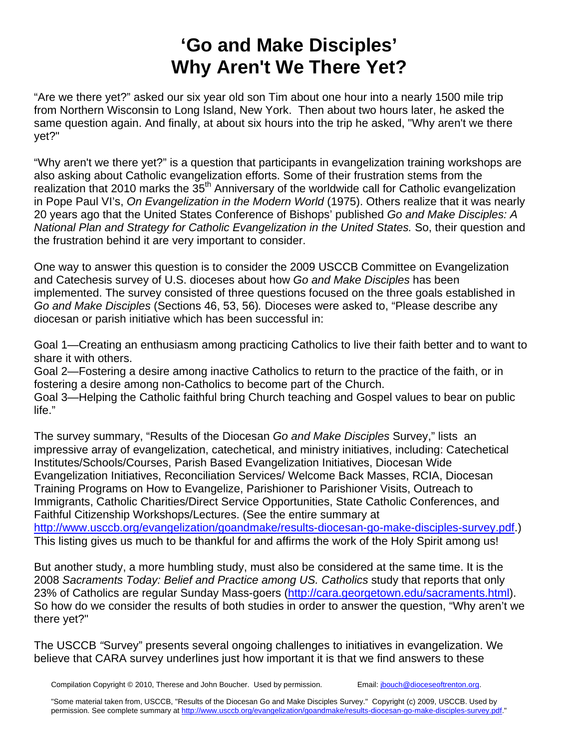# 'Go and Make Disciples' Why Aren't We There Yet?

"Are we there yet?" asked our six year old son Tim about one hour into a nearly 1500 mile trip from Northern Wisconsin to Long Island, New York. Then about two hours later, he asked the same question again. And finally, at about six hours into the trip he asked, "Why aren't we there yet?"

"Why aren't we there yet?" is a question that participants in evangelization training workshops are also asking about Catholic evangelization efforts. Some of their frustration stems from the realization that 2010 marks the 35th Anniversary of the worldwide call for Catholic evangelization in Pope Paul VI's, *On Evangelization in the Modern World* (1975). Others realize that it was nearly 20 years ago that the United States Conference of Bishops' published *Go and Make Disciples: A National Plan and Strategy for Catholic Evangelization in the United States.* So, their question and the frustration behind it are very important to consider.

One way to answer this question is to consider the 2009 USCCB Committee on Evangelization and Catechesis survey of U.S. dioceses about how *Go and Make Disciples* has been implemented. The survey consisted of three questions focused on the three goals established in *Go and Make Disciples* (Sections 46, 53, 56). Dioceses were asked to, "Please describe any diocesan or parish initiative which has been successful in:

Goal 1—Creating an enthusiasm among practicing Catholics to live their faith better and to want to share it with others.
Goal 2—Fostering a desire among inactive Catholics to return to the practice of the faith, or in fostering a desire among non-Catholics to become part of the Church.
Goal 3—Helping the Catholic faithful bring Church teaching and Gospel values to bear on public life."

The survey summary, "Results of the Diocesan *Go and Make Disciples* Survey," lists an impressive array of evangelization, catechetical, and ministry initiatives, including: Catechetical Institutes/Schools/Courses, Parish Based Evangelization Initiatives, Diocesan Wide Evangelization Initiatives, Reconciliation Services/ Welcome Back Masses, RCIA, Diocesan Training Programs on How to Evangelize, Parishioner to Parishioner Visits, Outreach to Immigrants, Catholic Charities/Direct Service Opportunities, State Catholic Conferences, and Faithful Citizenship Workshops/Lectures. (See the entire summary at http://www.usccb.org/evangelization/goandmake/results-diocesan-go-make-disciples-survey.pdf.) This listing gives us much to be thankful for and affirms the work of the Holy Spirit among us!

But another study, a more humbling study, must also be considered at the same time. It is the 2008 *Sacraments Today: Belief and Practice among US. Catholics* study that reports that only 23% of Catholics are regular Sunday Mass-goers (http://cara.georgetown.edu/sacraments.html). So how do we consider the results of both studies in order to answer the question, "Why aren't we there yet?"

The USCCB "Survey" presents several ongoing challenges to initiatives in evangelization. We believe that CARA survey underlines just how important it is that we find answers to these

Compilation Copyright © 2010, Therese and John Boucher. Used by permission. Email: jbouch@dioceseoftrenton.org.

"Some material taken from, USCCB, "Results of the Diocesan Go and Make Disciples Survey." Copyright (c) 2009, USCCB. Used by permission. See complete summary at http://www.usccb.org/evangelization/goandmake/results-diocesan-go-make-disciples-survey.pdf."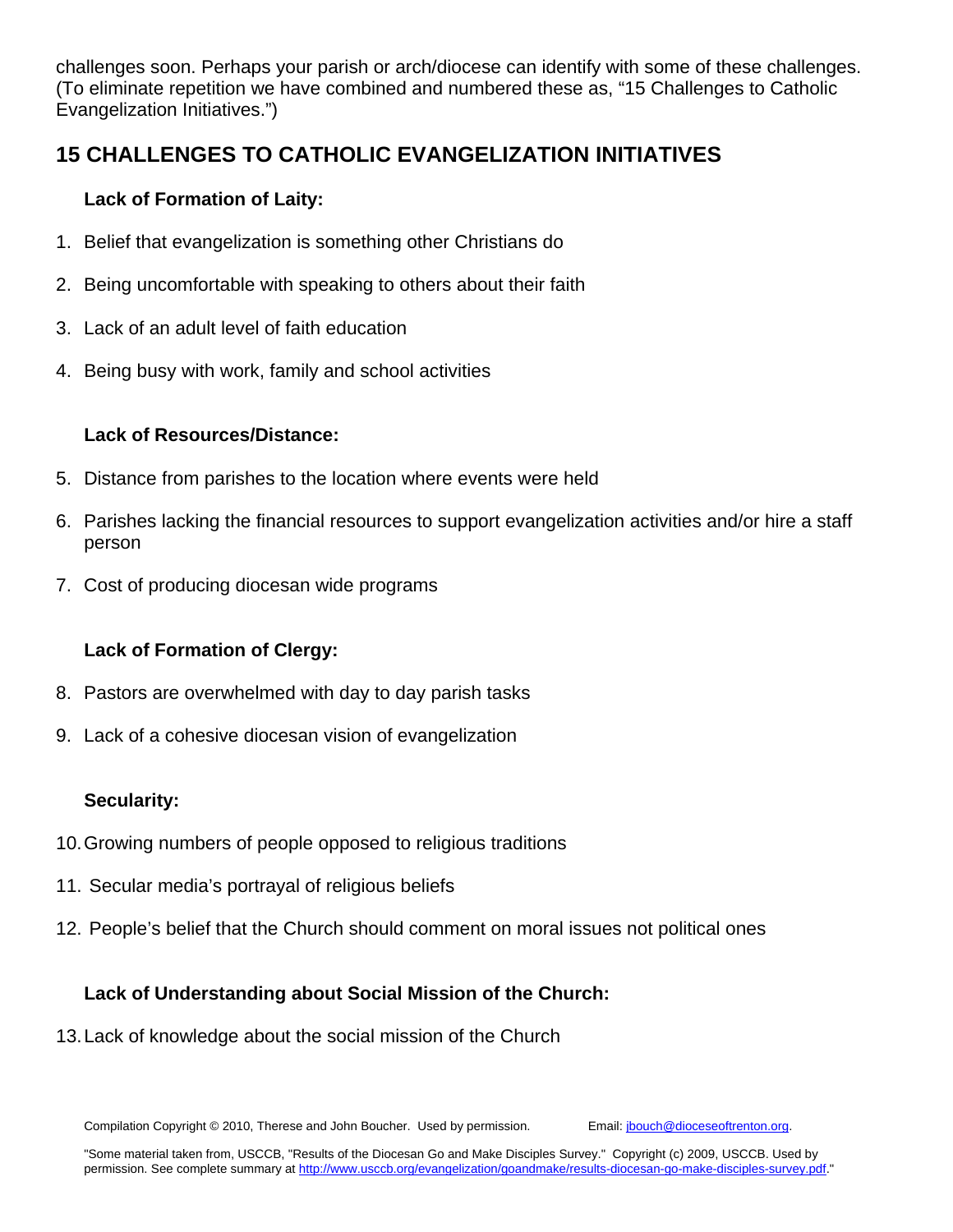challenges soon. Perhaps your parish or arch/diocese can identify with some of these challenges. (To eliminate repetition we have combined and numbered these as, “15 Challenges to Catholic Evangelization Initiatives.”)

## 15 CHALLENGES TO CATHOLIC EVANGELIZATION INITIATIVES

**Lack of Formation of Laity:**

1. Belief that evangelization is something other Christians do
2. Being uncomfortable with speaking to others about their faith
3. Lack of an adult level of faith education
4. Being busy with work, family and school activities

**Lack of Resources/Distance:**

5. Distance from parishes to the location where events were held
6. Parishes lacking the financial resources to support evangelization activities and/or hire a staff person
7. Cost of producing diocesan wide programs

**Lack of Formation of Clergy:**

8. Pastors are overwhelmed with day to day parish tasks
9. Lack of a cohesive diocesan vision of evangelization

**Secularity:**

10. Growing numbers of people opposed to religious traditions
11. Secular media’s portrayal of religious beliefs
12. People’s belief that the Church should comment on moral issues not political ones

**Lack of Understanding about Social Mission of the Church:**

13. Lack of knowledge about the social mission of the Church

Compilation Copyright © 2010, Therese and John Boucher. Used by permission. Email: jbouch@dioceseoftrenton.org.

"Some material taken from, USCCB, "Results of the Diocesan Go and Make Disciples Survey." Copyright (c) 2009, USCCB. Used by permission. See complete summary at http://www.usccb.org/evangelization/goandmake/results-diocesan-go-make-disciples-survey.pdf."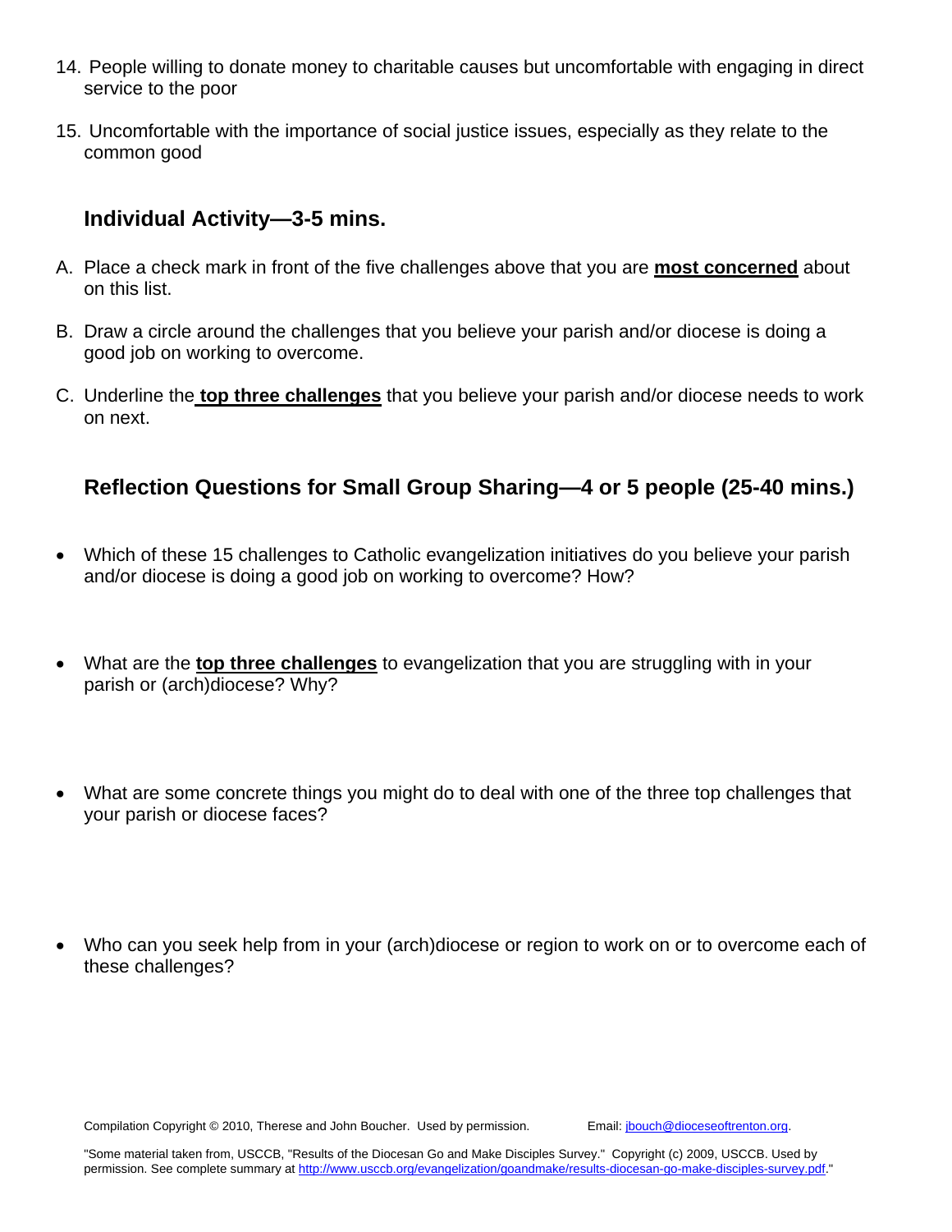14. People willing to donate money to charitable causes but uncomfortable with engaging in direct service to the poor

15. Uncomfortable with the importance of social justice issues, especially as they relate to the common good

## Individual Activity—3-5 mins.

A. Place a check mark in front of the five challenges above that you are **most concerned** about on this list.

B. Draw a circle around the challenges that you believe your parish and/or diocese is doing a good job on working to overcome.

C. Underline the **top three challenges** that you believe your parish and/or diocese needs to work on next.

## Reflection Questions for Small Group Sharing—4 or 5 people (25-40 mins.)

- Which of these 15 challenges to Catholic evangelization initiatives do you believe your parish and/or diocese is doing a good job on working to overcome? How?

- What are the **top three challenges** to evangelization that you are struggling with in your parish or (arch)diocese? Why?

- What are some concrete things you might do to deal with one of the three top challenges that your parish or diocese faces?

- Who can you seek help from in your (arch)diocese or region to work on or to overcome each of these challenges?

Compilation Copyright © 2010, Therese and John Boucher. Used by permission. Email: jbouch@dioceseoftrenton.org.

"Some material taken from, USCCB, "Results of the Diocesan Go and Make Disciples Survey." Copyright (c) 2009, USCCB. Used by permission. See complete summary at http://www.usccb.org/evangelization/goandmake/results-diocesan-go-make-disciples-survey.pdf."